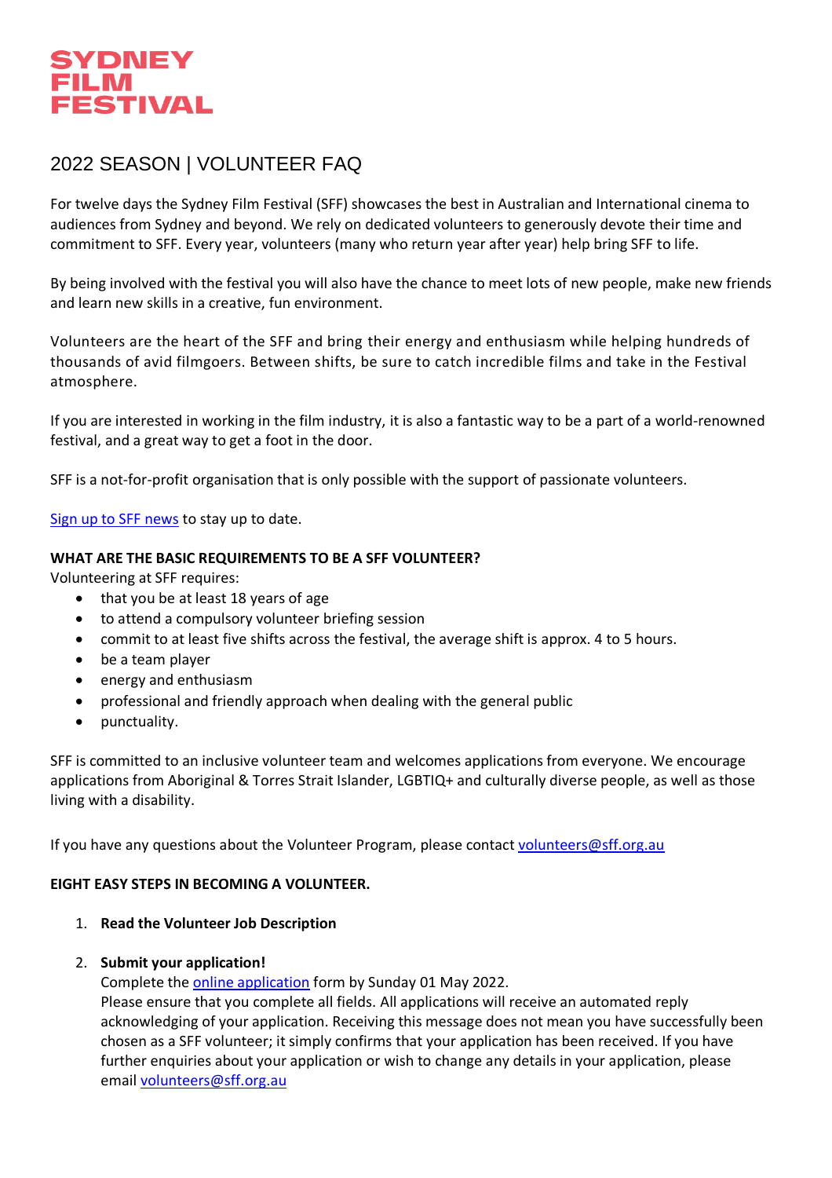# SYDNEY FILM FESTIVAL

## 2022 SEASON | VOLUNTEER FAQ

For twelve days the Sydney Film Festival (SFF) showcases the best in Australian and International cinema to audiences from Sydney and beyond. We rely on dedicated volunteers to generously devote their time and commitment to SFF. Every year, volunteers (many who return year after year) help bring SFF to life.

By being involved with the festival you will also have the chance to meet lots of new people, make new friends and learn new skills in a creative, fun environment.

Volunteers are the heart of the SFF and bring their energy and enthusiasm while helping hundreds of thousands of avid filmgoers. Between shifts, be sure to catch incredible films and take in the Festival atmosphere.

If you are interested in working in the film industry, it is also a fantastic way to be a part of a world-renowned festival, and a great way to get a foot in the door.

SFF is a not-for-profit organisation that is only possible with the support of passionate volunteers.

Sign up to SFF news to stay up to date.

**WHAT ARE THE BASIC REQUIREMENTS TO BE A SFF VOLUNTEER?**

Volunteering at SFF requires:

- that you be at least 18 years of age
- to attend a compulsory volunteer briefing session
- commit to at least five shifts across the festival, the average shift is approx. 4 to 5 hours.
- be a team player
- energy and enthusiasm
- professional and friendly approach when dealing with the general public
- punctuality.

SFF is committed to an inclusive volunteer team and welcomes applications from everyone. We encourage applications from Aboriginal & Torres Strait Islander, LGBTIQ+ and culturally diverse people, as well as those living with a disability.

If you have any questions about the Volunteer Program, please contact volunteers@sff.org.au

**EIGHT EASY STEPS IN BECOMING A VOLUNTEER.**

1. **Read the Volunteer Job Description**

2. **Submit your application!**
   Complete the online application form by Sunday 01 May 2022.
   Please ensure that you complete all fields. All applications will receive an automated reply acknowledging of your application. Receiving this message does not mean you have successfully been chosen as a SFF volunteer; it simply confirms that your application has been received. If you have further enquiries about your application or wish to change any details in your application, please email volunteers@sff.org.au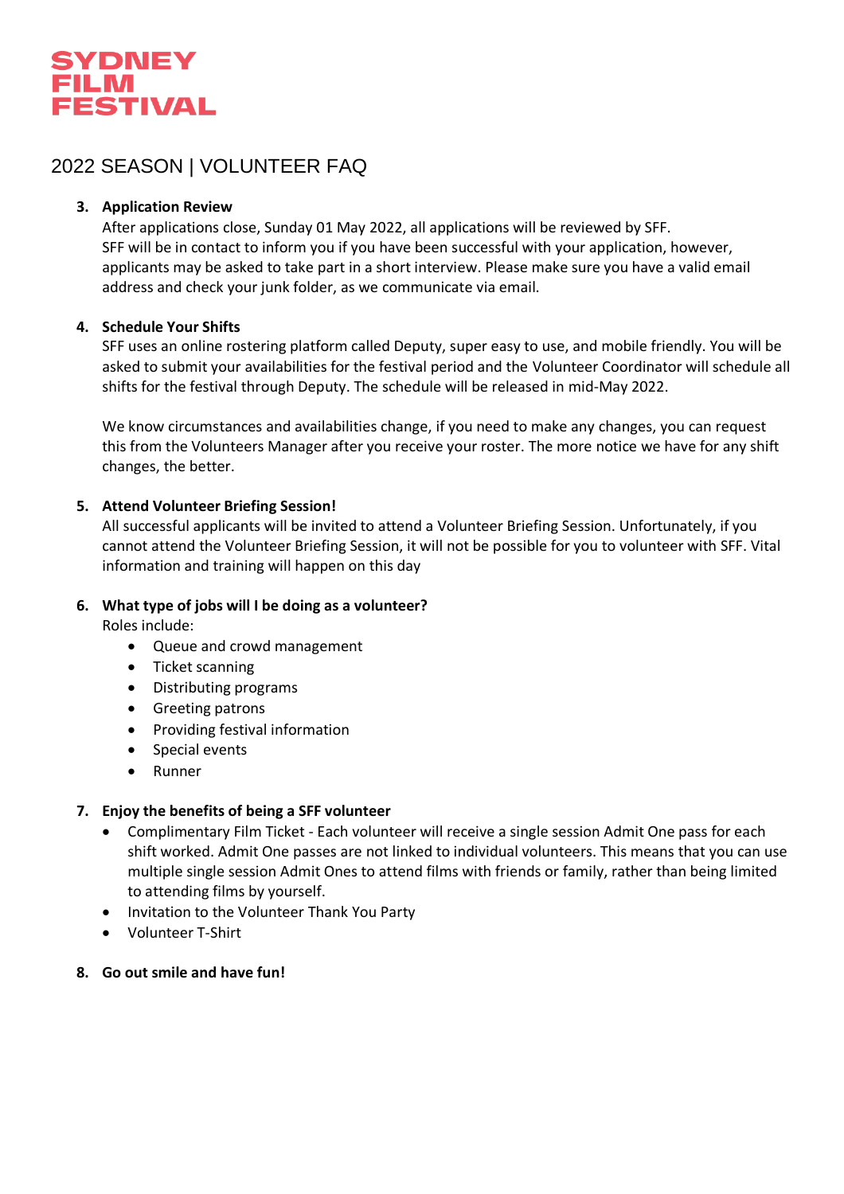SYDNEY
FILM
FESTIVAL

# 2022 SEASON | VOLUNTEER FAQ

3. **Application Review**
   After applications close, Sunday 01 May 2022, all applications will be reviewed by SFF.
   SFF will be in contact to inform you if you have been successful with your application, however, applicants may be asked to take part in a short interview. Please make sure you have a valid email address and check your junk folder, as we communicate via email.

4. **Schedule Your Shifts**
   SFF uses an online rostering platform called Deputy, super easy to use, and mobile friendly. You will be asked to submit your availabilities for the festival period and the Volunteer Coordinator will schedule all shifts for the festival through Deputy. The schedule will be released in mid-May 2022.

   We know circumstances and availabilities change, if you need to make any changes, you can request this from the Volunteers Manager after you receive your roster. The more notice we have for any shift changes, the better.

5. **Attend Volunteer Briefing Session!**
   All successful applicants will be invited to attend a Volunteer Briefing Session. Unfortunately, if you cannot attend the Volunteer Briefing Session, it will not be possible for you to volunteer with SFF. Vital information and training will happen on this day

6. **What type of jobs will I be doing as a volunteer?**
   Roles include:
   - Queue and crowd management
   - Ticket scanning
   - Distributing programs
   - Greeting patrons
   - Providing festival information
   - Special events
   - Runner

7. **Enjoy the benefits of being a SFF volunteer**
   - Complimentary Film Ticket - Each volunteer will receive a single session Admit One pass for each shift worked. Admit One passes are not linked to individual volunteers. This means that you can use multiple single session Admit Ones to attend films with friends or family, rather than being limited to attending films by yourself.
   - Invitation to the Volunteer Thank You Party
   - Volunteer T-Shirt

8. **Go out smile and have fun!**